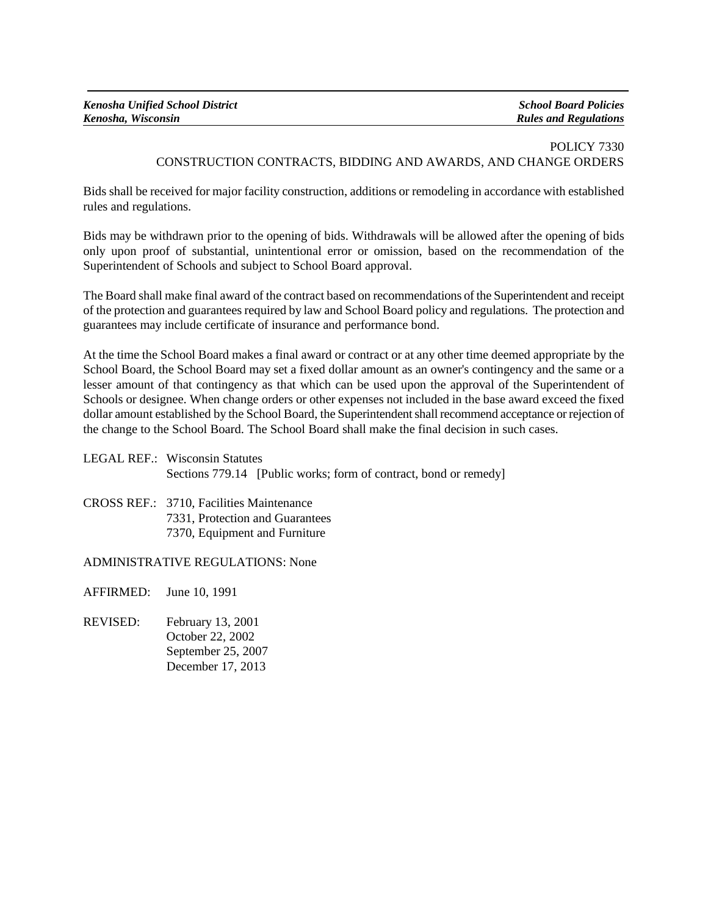POLICY 7330

# CONSTRUCTION CONTRACTS, BIDDING AND AWARDS, AND CHANGE ORDERS

Bids shall be received for major facility construction, additions or remodeling in accordance with established rules and regulations.

Bids may be withdrawn prior to the opening of bids. Withdrawals will be allowed after the opening of bids only upon proof of substantial, unintentional error or omission, based on the recommendation of the Superintendent of Schools and subject to School Board approval.

The Board shall make final award of the contract based on recommendations of the Superintendent and receipt of the protection and guarantees required by law and School Board policy and regulations. The protection and guarantees may include certificate of insurance and performance bond.

At the time the School Board makes a final award or contract or at any other time deemed appropriate by the School Board, the School Board may set a fixed dollar amount as an owner's contingency and the same or a lesser amount of that contingency as that which can be used upon the approval of the Superintendent of Schools or designee. When change orders or other expenses not included in the base award exceed the fixed dollar amount established by the School Board, the Superintendent shall recommend acceptance or rejection of the change to the School Board. The School Board shall make the final decision in such cases.

LEGAL REF.: Wisconsin Statutes
Sections 779.14 [Public works; form of contract, bond or remedy]

CROSS REF.: 3710, Facilities Maintenance
7331, Protection and Guarantees
7370, Equipment and Furniture

ADMINISTRATIVE REGULATIONS: None

AFFIRMED: June 10, 1991

REVISED: February 13, 2001
October 22, 2002
September 25, 2007
December 17, 2013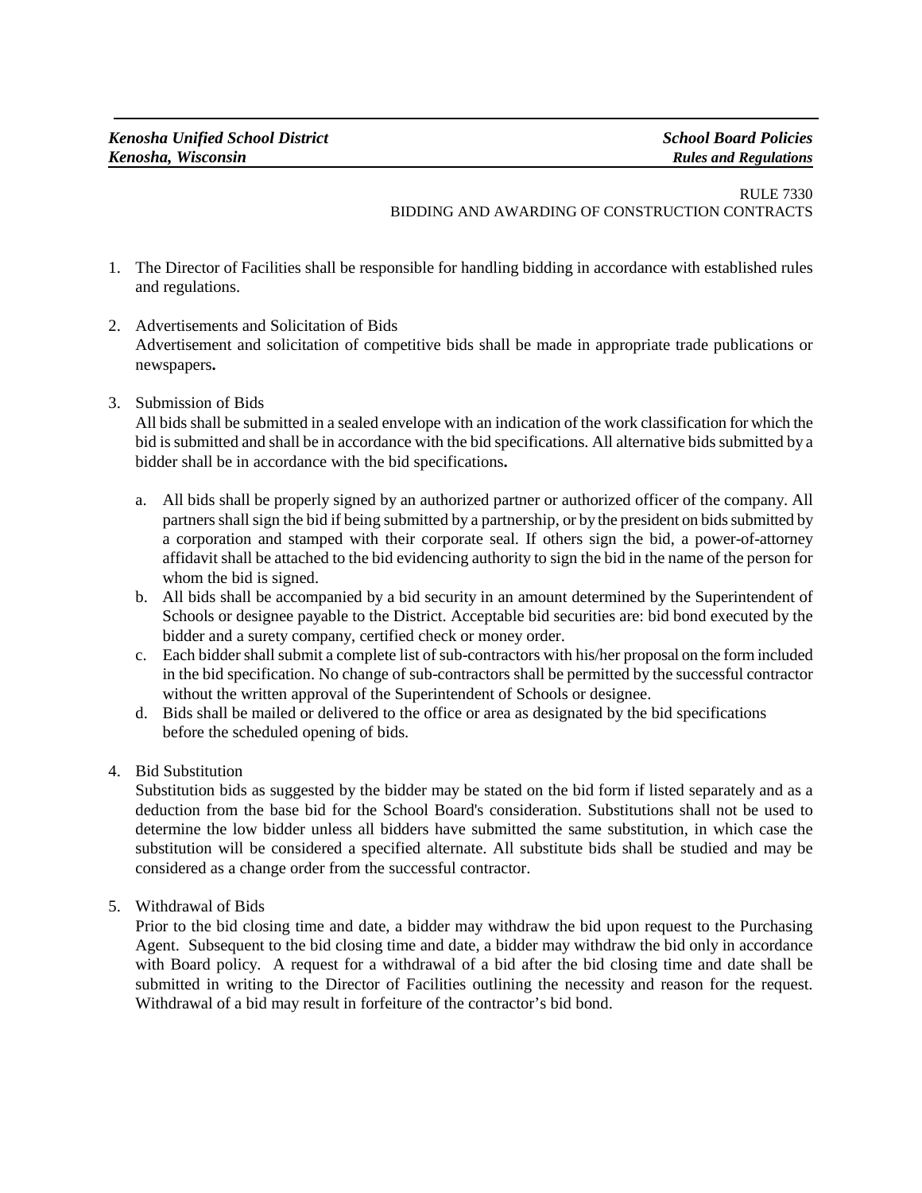RULE 7330
BIDDING AND AWARDING OF CONSTRUCTION CONTRACTS

1. The Director of Facilities shall be responsible for handling bidding in accordance with established rules and regulations.

2. Advertisements and Solicitation of Bids
   Advertisement and solicitation of competitive bids shall be made in appropriate trade publications or newspapers**.**

3. Submission of Bids
   All bids shall be submitted in a sealed envelope with an indication of the work classification for which the bid is submitted and shall be in accordance with the bid specifications. All alternative bids submitted by a bidder shall be in accordance with the bid specifications**.**

   a. All bids shall be properly signed by an authorized partner or authorized officer of the company. All partners shall sign the bid if being submitted by a partnership, or by the president on bids submitted by a corporation and stamped with their corporate seal. If others sign the bid, a power-of-attorney affidavit shall be attached to the bid evidencing authority to sign the bid in the name of the person for whom the bid is signed.
   b. All bids shall be accompanied by a bid security in an amount determined by the Superintendent of Schools or designee payable to the District. Acceptable bid securities are: bid bond executed by the bidder and a surety company, certified check or money order.
   c. Each bidder shall submit a complete list of sub-contractors with his/her proposal on the form included in the bid specification. No change of sub-contractors shall be permitted by the successful contractor without the written approval of the Superintendent of Schools or designee.
   d. Bids shall be mailed or delivered to the office or area as designated by the bid specifications before the scheduled opening of bids.

4. Bid Substitution
   Substitution bids as suggested by the bidder may be stated on the bid form if listed separately and as a deduction from the base bid for the School Board's consideration. Substitutions shall not be used to determine the low bidder unless all bidders have submitted the same substitution, in which case the substitution will be considered a specified alternate. All substitute bids shall be studied and may be considered as a change order from the successful contractor.

5. Withdrawal of Bids
   Prior to the bid closing time and date, a bidder may withdraw the bid upon request to the Purchasing Agent. Subsequent to the bid closing time and date, a bidder may withdraw the bid only in accordance with Board policy. A request for a withdrawal of a bid after the bid closing time and date shall be submitted in writing to the Director of Facilities outlining the necessity and reason for the request. Withdrawal of a bid may result in forfeiture of the contractor's bid bond.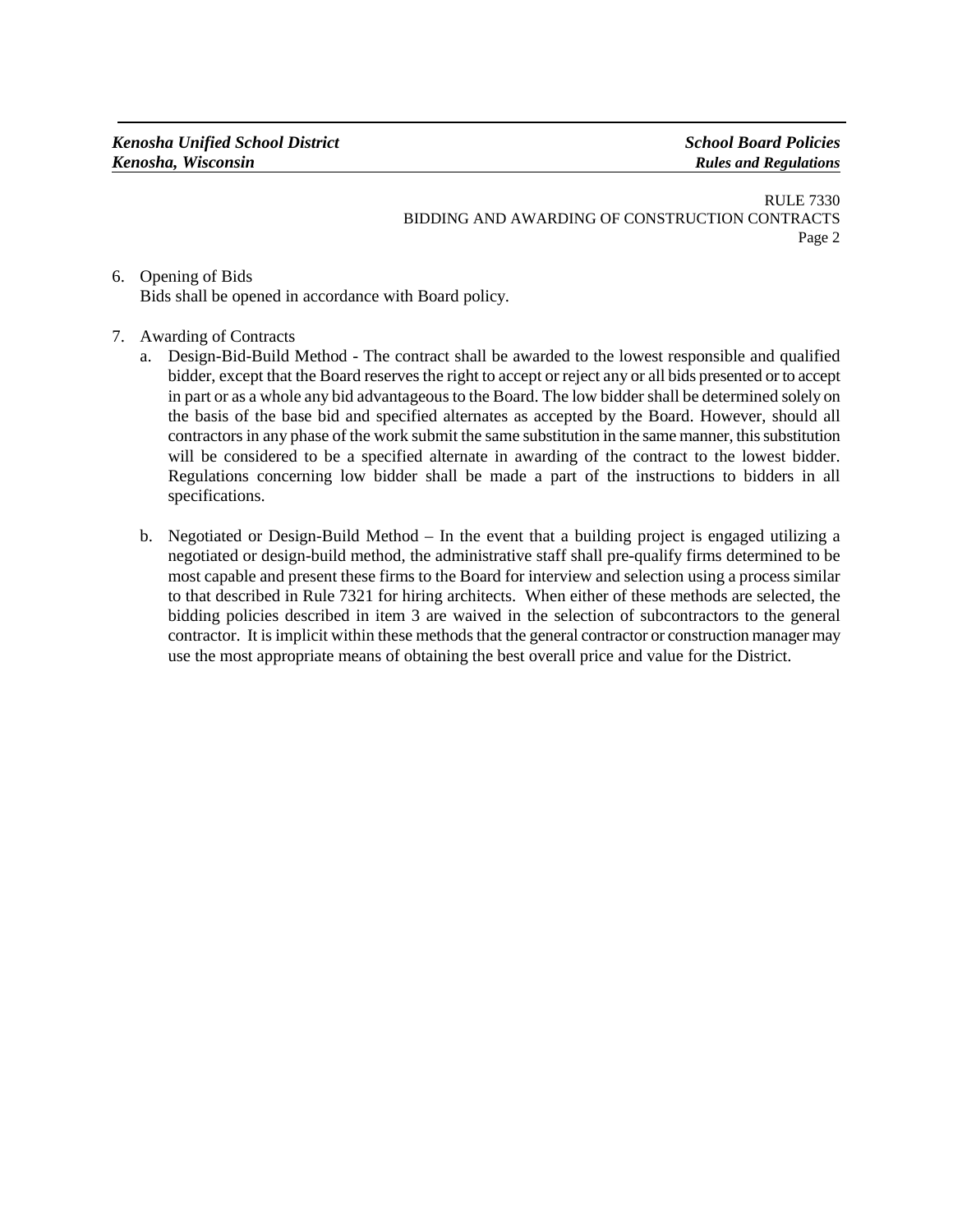6. Opening of Bids
   Bids shall be opened in accordance with Board policy.

7. Awarding of Contracts
   a. Design-Bid-Build Method - The contract shall be awarded to the lowest responsible and qualified bidder, except that the Board reserves the right to accept or reject any or all bids presented or to accept in part or as a whole any bid advantageous to the Board. The low bidder shall be determined solely on the basis of the base bid and specified alternates as accepted by the Board. However, should all contractors in any phase of the work submit the same substitution in the same manner, this substitution will be considered to be a specified alternate in awarding of the contract to the lowest bidder. Regulations concerning low bidder shall be made a part of the instructions to bidders in all specifications.

   b. Negotiated or Design-Build Method – In the event that a building project is engaged utilizing a negotiated or design-build method, the administrative staff shall pre-qualify firms determined to be most capable and present these firms to the Board for interview and selection using a process similar to that described in Rule 7321 for hiring architects. When either of these methods are selected, the bidding policies described in item 3 are waived in the selection of subcontractors to the general contractor. It is implicit within these methods that the general contractor or construction manager may use the most appropriate means of obtaining the best overall price and value for the District.